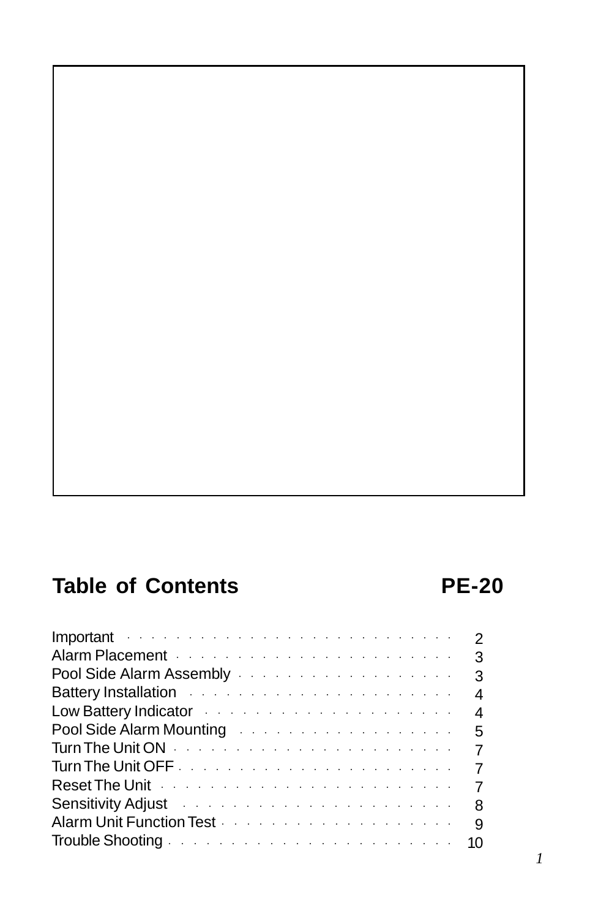## Table of Contents PE-20

| | |
|---|---|
| Important | 2 |
| Alarm Placement | 3 |
| Pool Side Alarm Assembly | 3 |
| Battery Installation | 4 |
| Low Battery Indicator | 4 |
| Pool Side Alarm Mounting | 5 |
| Turn The Unit ON | 7 |
| Turn The Unit OFF | 7 |
| Reset The Unit | 7 |
| Sensitivity Adjust | 8 |
| Alarm Unit Function Test | 9 |
| Trouble Shooting | 10 |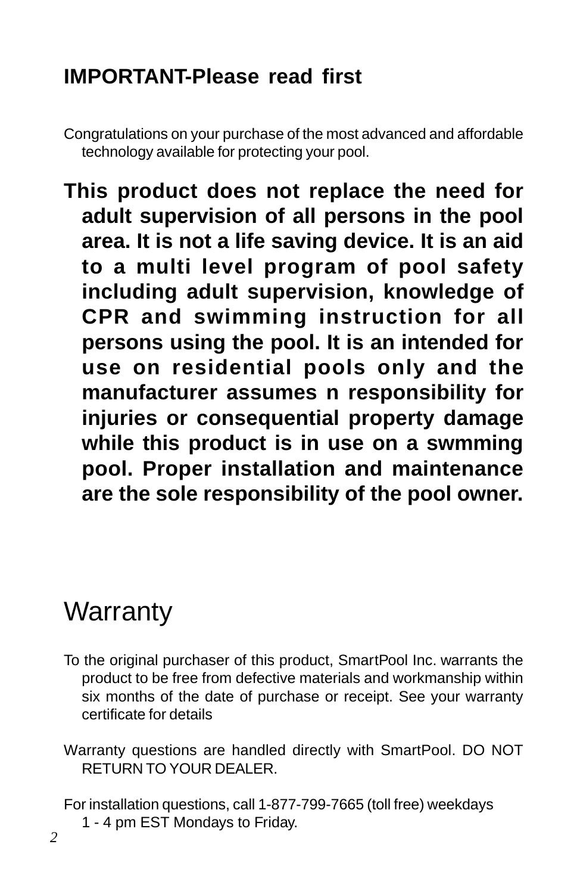## IMPORTANT-Please read first

Congratulations on your purchase of the most advanced and affordable technology available for protecting your pool.

**This product does not replace the need for adult supervision of all persons in the pool area. It is not a life saving device. It is an aid to a multi level program of pool safety including adult supervision, knowledge of CPR and swimming instruction for all persons using the pool. It is an intended for use on residential pools only and the manufacturer assumes n responsibility for injuries or consequential property damage while this product is in use on a swmming pool. Proper installation and maintenance are the sole responsibility of the pool owner.**

# Warranty

To the original purchaser of this product, SmartPool Inc. warrants the product to be free from defective materials and workmanship within six months of the date of purchase or receipt. See your warranty certificate for details

Warranty questions are handled directly with SmartPool. DO NOT RETURN TO YOUR DEALER.

For installation questions, call 1-877-799-7665 (toll free) weekdays 1 - 4 pm EST Mondays to Friday.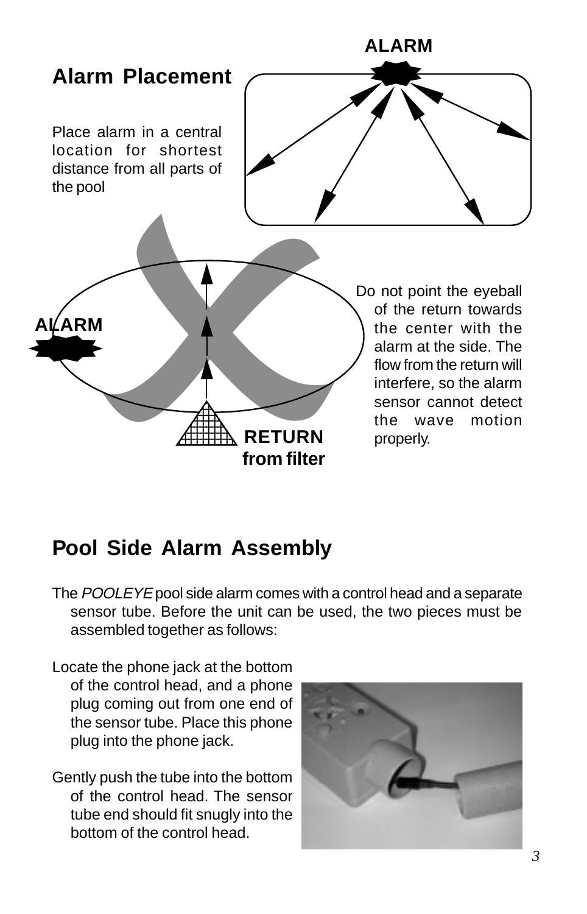## Alarm Placement

Place alarm in a central location for shortest distance from all parts of the pool

Do not point the eyeball of the return towards the center with the alarm at the side. The flow from the return will interfere, so the alarm sensor cannot detect the wave motion properly.

## Pool Side Alarm Assembly

The *POOLEYE* pool side alarm comes with a control head and a separate sensor tube. Before the unit can be used, the two pieces must be assembled together as follows:

Locate the phone jack at the bottom of the control head, and a phone plug coming out from one end of the sensor tube. Place this phone plug into the phone jack.

Gently push the tube into the bottom of the control head. The sensor tube end should fit snugly into the bottom of the control head.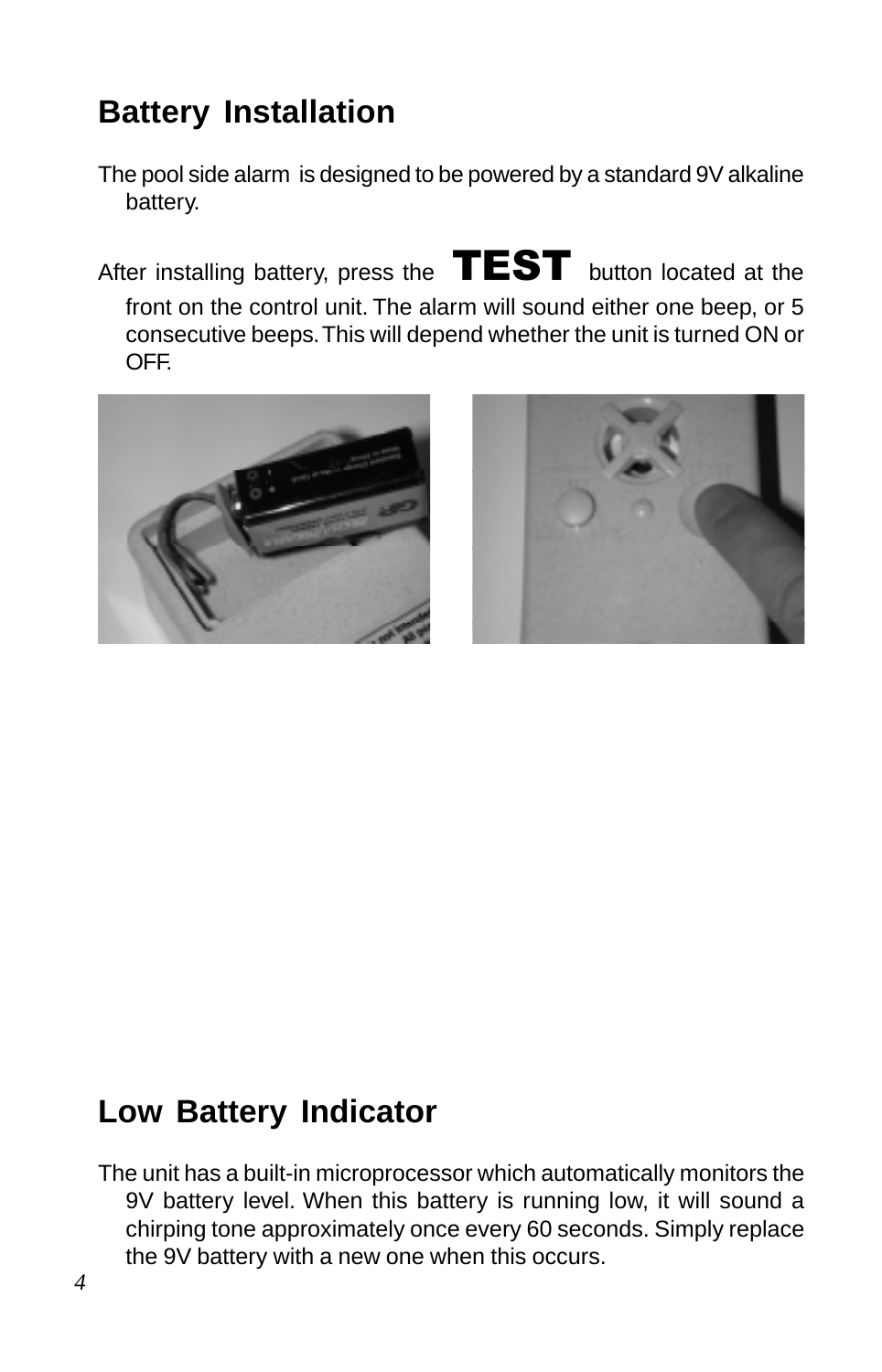## Battery Installation

The pool side alarm is designed to be powered by a standard 9V alkaline battery.

After installing battery, press the **TEST** button located at the front on the control unit. The alarm will sound either one beep, or 5 consecutive beeps. This will depend whether the unit is turned ON or OFF.

## Low Battery Indicator

The unit has a built-in microprocessor which automatically monitors the 9V battery level. When this battery is running low, it will sound a chirping tone approximately once every 60 seconds. Simply replace the 9V battery with a new one when this occurs.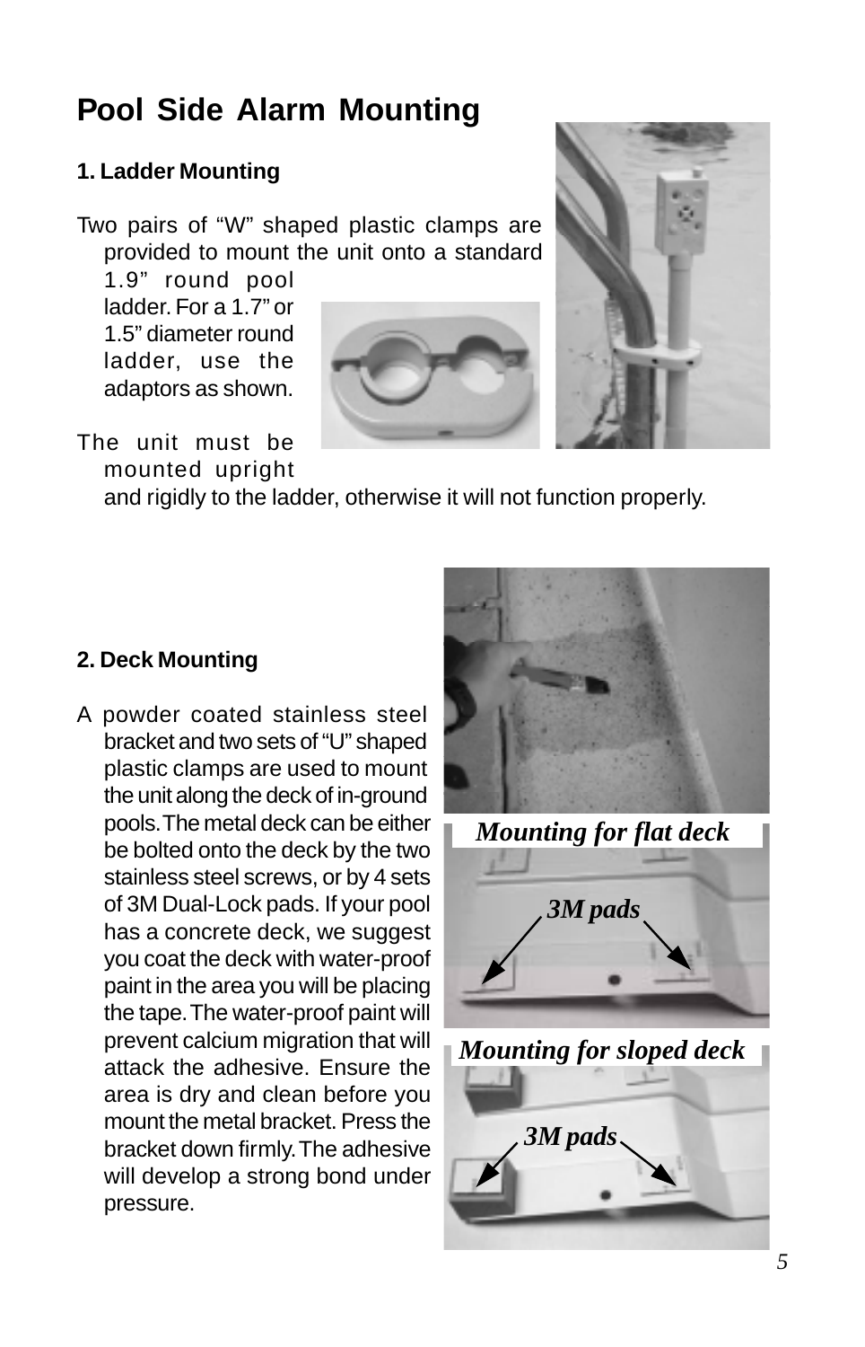# Pool Side Alarm Mounting

### 1. Ladder Mounting

Two pairs of "W" shaped plastic clamps are provided to mount the unit onto a standard 1.9" round pool ladder. For a 1.7" or 1.5" diameter round ladder, use the adaptors as shown.

The unit must be mounted upright and rigidly to the ladder, otherwise it will not function properly.

### 2. Deck Mounting

A powder coated stainless steel bracket and two sets of "U" shaped plastic clamps are used to mount the unit along the deck of in-ground pools. The metal deck can be either be bolted onto the deck by the two stainless steel screws, or by 4 sets of 3M Dual-Lock pads. If your pool has a concrete deck, we suggest you coat the deck with water-proof paint in the area you will be placing the tape. The water-proof paint will prevent calcium migration that will attack the adhesive. Ensure the area is dry and clean before you mount the metal bracket. Press the bracket down firmly. The adhesive will develop a strong bond under pressure.

*Mounting for flat deck*

*3M pads*

*Mounting for sloped deck*

*3M pads*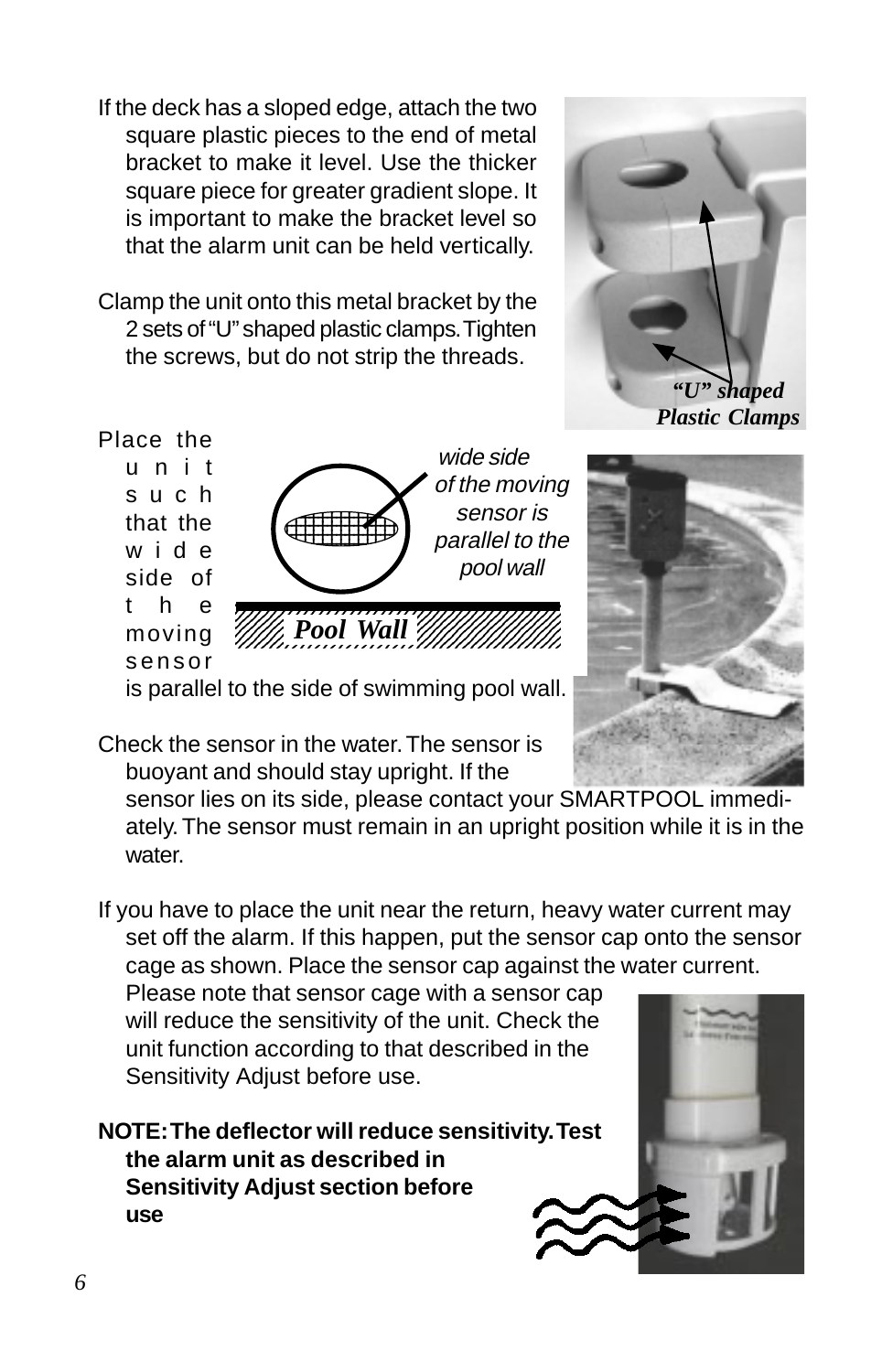If the deck has a sloped edge, attach the two square plastic pieces to the end of metal bracket to make it level. Use the thicker square piece for greater gradient slope. It is important to make the bracket level so that the alarm unit can be held vertically.

Clamp the unit onto this metal bracket by the 2 sets of "U" shaped plastic clamps. Tighten the screws, but do not strip the threads.

*"U" shaped Plastic Clamps*

Place the unit such that the wide side of the moving sensor is parallel to the side of swimming pool wall.

*wide side of the moving sensor is parallel to the pool wall*

*Pool Wall*

Check the sensor in the water. The sensor is buoyant and should stay upright. If the sensor lies on its side, please contact your SMARTPOOL immediately. The sensor must remain in an upright position while it is in the water.

If you have to place the unit near the return, heavy water current may set off the alarm. If this happen, put the sensor cap onto the sensor cage as shown. Place the sensor cap against the water current. Please note that sensor cage with a sensor cap will reduce the sensitivity of the unit. Check the unit function according to that described in the Sensitivity Adjust before use.

**NOTE: The deflector will reduce sensitivity. Test the alarm unit as described in Sensitivity Adjust section before use**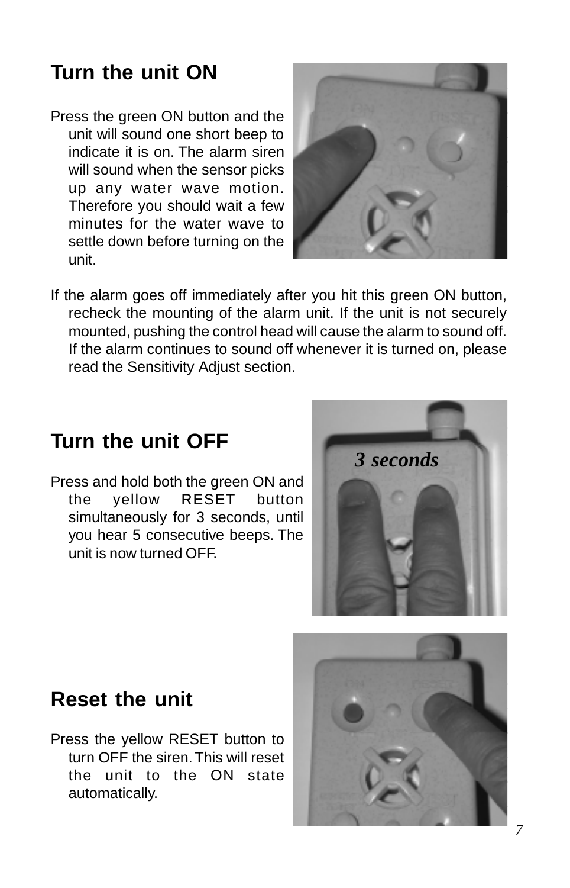## Turn the unit ON

Press the green ON button and the unit will sound one short beep to indicate it is on. The alarm siren will sound when the sensor picks up any water wave motion. Therefore you should wait a few minutes for the water wave to settle down before turning on the unit.

If the alarm goes off immediately after you hit this green ON button, recheck the mounting of the alarm unit. If the unit is not securely mounted, pushing the control head will cause the alarm to sound off. If the alarm continues to sound off whenever it is turned on, please read the Sensitivity Adjust section.

## Turn the unit OFF

Press and hold both the green ON and the yellow RESET button simultaneously for 3 seconds, until you hear 5 consecutive beeps. The unit is now turned OFF.

## Reset the unit

Press the yellow RESET button to turn OFF the siren. This will reset the unit to the ON state automatically.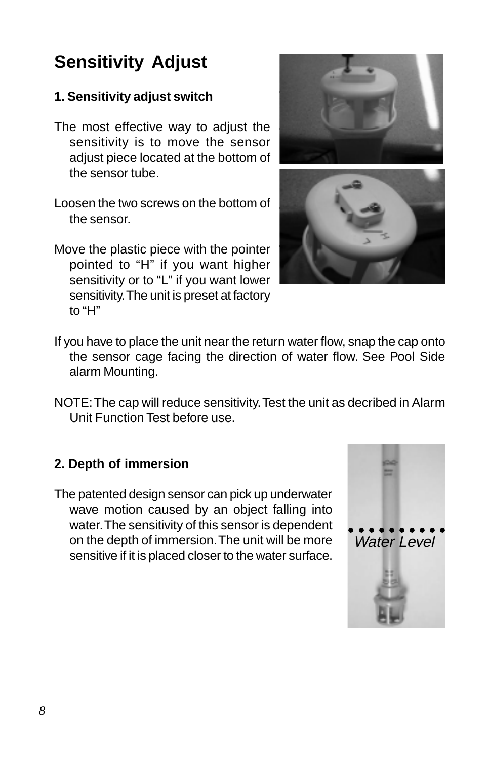# Sensitivity Adjust

### 1. Sensitivity adjust switch

The most effective way to adjust the sensitivity is to move the sensor adjust piece located at the bottom of the sensor tube.

Loosen the two screws on the bottom of the sensor.

Move the plastic piece with the pointer pointed to "H" if you want higher sensitivity or to "L" if you want lower sensitivity. The unit is preset at factory to "H"

If you have to place the unit near the return water flow, snap the cap onto the sensor cage facing the direction of water flow. See Pool Side alarm Mounting.

NOTE: The cap will reduce sensitivity. Test the unit as decribed in Alarm Unit Function Test before use.

### 2. Depth of immersion

The patented design sensor can pick up underwater wave motion caused by an object falling into water. The sensitivity of this sensor is dependent on the depth of immersion. The unit will be more sensitive if it is placed closer to the water surface.

*Water Level*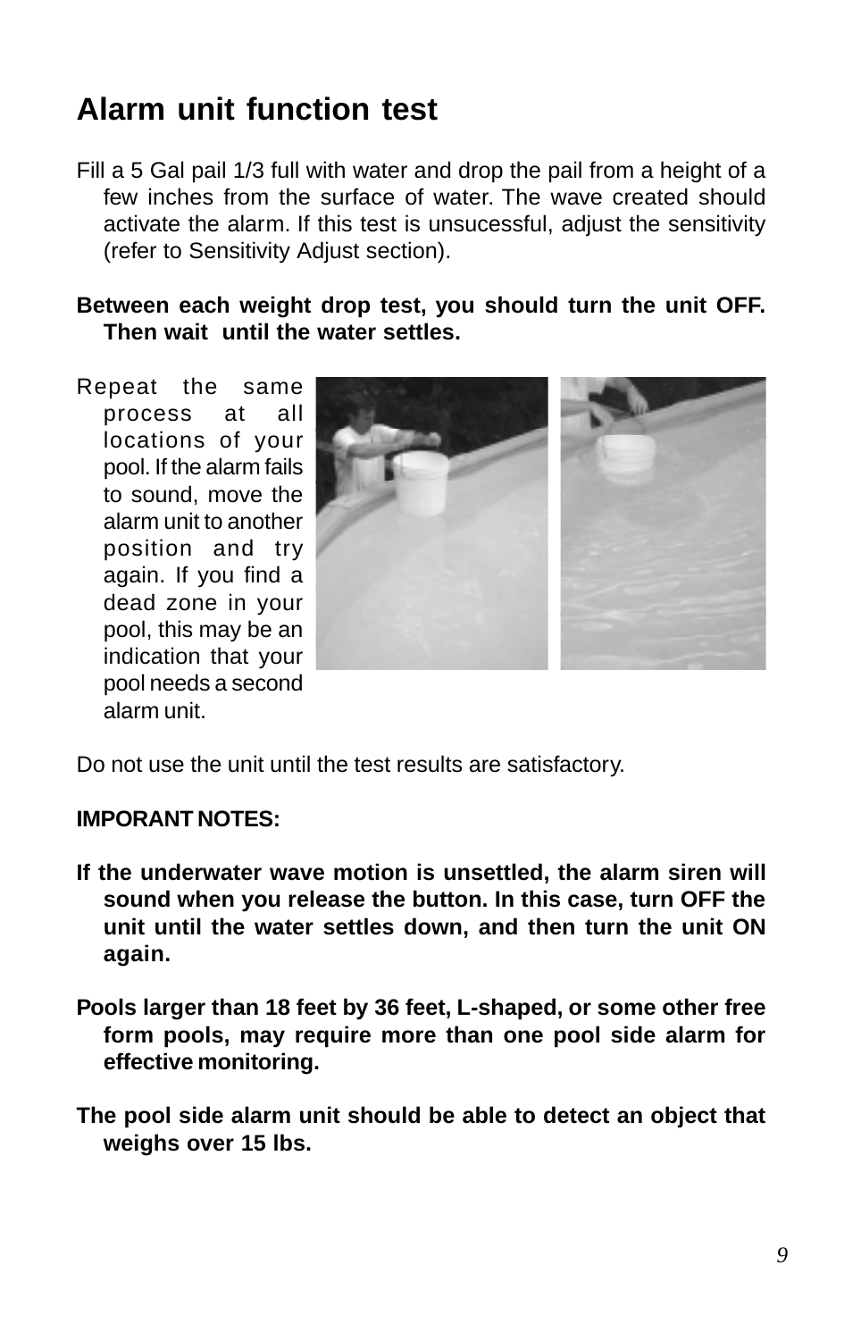## Alarm unit function test

Fill a 5 Gal pail 1/3 full with water and drop the pail from a height of a few inches from the surface of water. The wave created should activate the alarm. If this test is unsucessful, adjust the sensitivity (refer to Sensitivity Adjust section).

**Between each weight drop test, you should turn the unit OFF. Then wait until the water settles.**

Repeat the same process at all locations of your pool. If the alarm fails to sound, move the alarm unit to another position and try again. If you find a dead zone in your pool, this may be an indication that your pool needs a second alarm unit.

Do not use the unit until the test results are satisfactory.

**IMPORANT NOTES:**

**If the underwater wave motion is unsettled, the alarm siren will sound when you release the button. In this case, turn OFF the unit until the water settles down, and then turn the unit ON again.**

**Pools larger than 18 feet by 36 feet, L-shaped, or some other free form pools, may require more than one pool side alarm for effective monitoring.**

**The pool side alarm unit should be able to detect an object that weighs over 15 lbs.**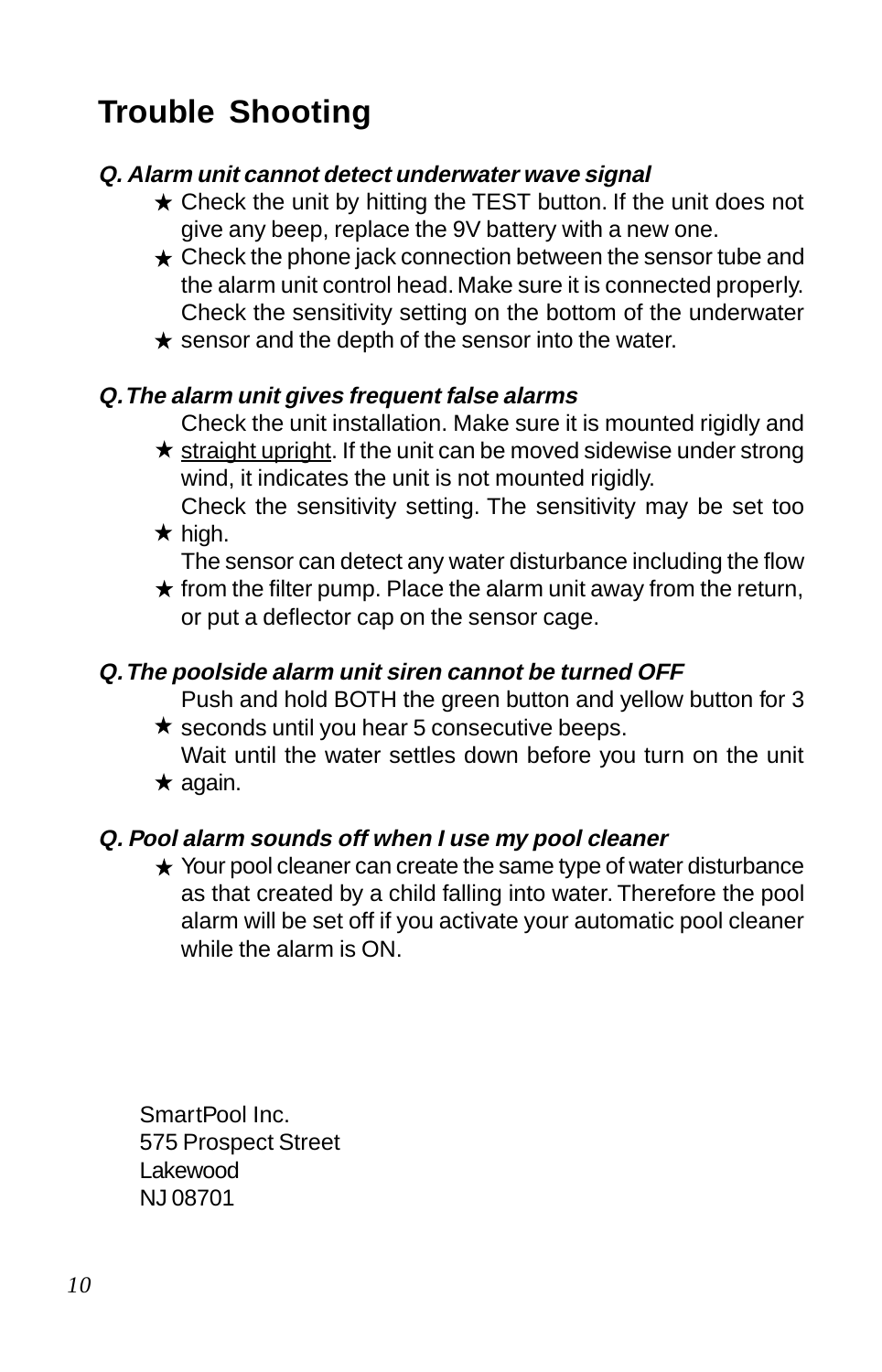# Trouble Shooting

***Q. Alarm unit cannot detect underwater wave signal***

- ★ Check the unit by hitting the TEST button. If the unit does not give any beep, replace the 9V battery with a new one.
- ★ Check the phone jack connection between the sensor tube and the alarm unit control head. Make sure it is connected properly.
- ★ Check the sensitivity setting on the bottom of the underwater sensor and the depth of the sensor into the water.

***Q. The alarm unit gives frequent false alarms***

- ★ Check the unit installation. Make sure it is mounted rigidly and <u>straight upright</u>. If the unit can be moved sidewise under strong wind, it indicates the unit is not mounted rigidly.
- ★ Check the sensitivity setting. The sensitivity may be set too high.
- ★ The sensor can detect any water disturbance including the flow from the filter pump. Place the alarm unit away from the return, or put a deflector cap on the sensor cage.

***Q. The poolside alarm unit siren cannot be turned OFF***

- ★ Push and hold BOTH the green button and yellow button for 3 seconds until you hear 5 consecutive beeps.
- ★ Wait until the water settles down before you turn on the unit again.

***Q. Pool alarm sounds off when I use my pool cleaner***

- ★ Your pool cleaner can create the same type of water disturbance as that created by a child falling into water. Therefore the pool alarm will be set off if you activate your automatic pool cleaner while the alarm is ON.

SmartPool Inc.
575 Prospect Street
Lakewood
NJ 08701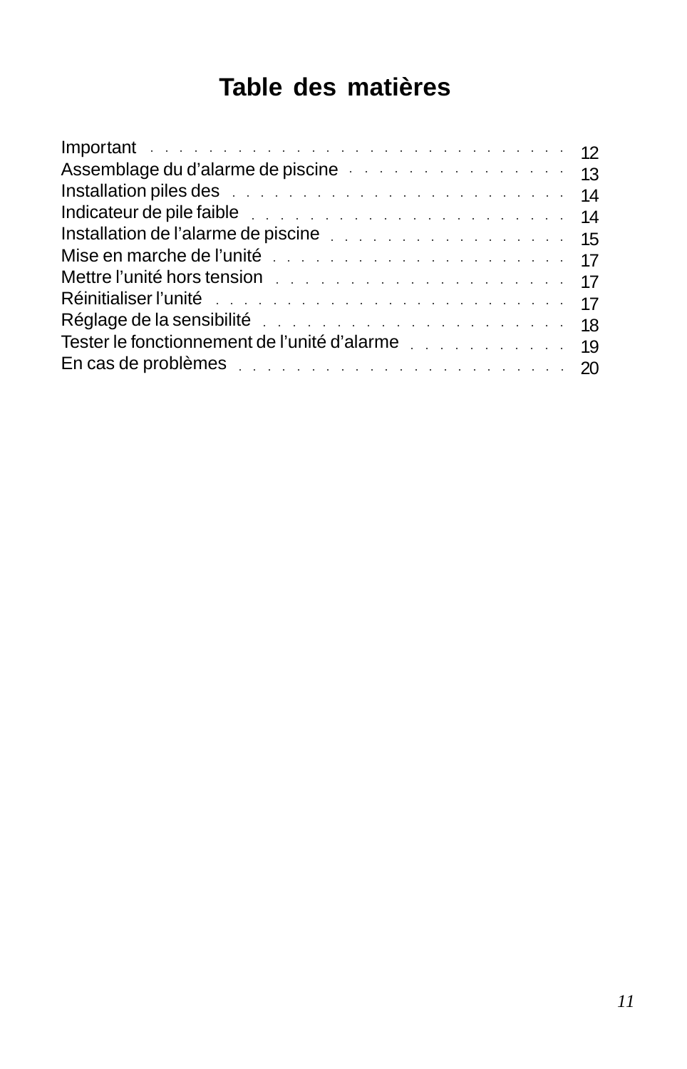# Table des matières

| | |
|---|---|
| Important | 12 |
| Assemblage du d’alarme de piscine | 13 |
| Installation piles des | 14 |
| Indicateur de pile faible | 14 |
| Installation de l’alarme de piscine | 15 |
| Mise en marche de l’unité | 17 |
| Mettre l’unité hors tension | 17 |
| Réinitialiser l’unité | 17 |
| Réglage de la sensibilité | 18 |
| Tester le fonctionnement de l’unité d’alarme | 19 |
| En cas de problèmes | 20 |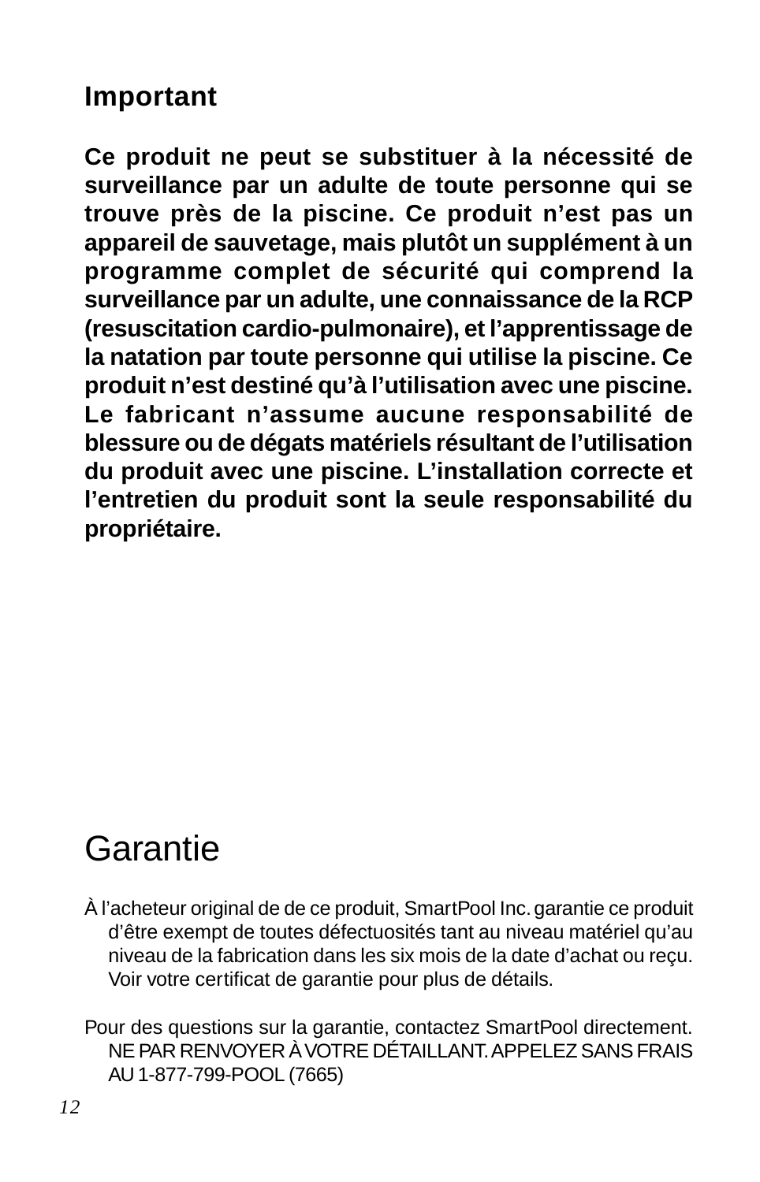## Important

**Ce produit ne peut se substituer à la nécessité de surveillance par un adulte de toute personne qui se trouve près de la piscine. Ce produit n'est pas un appareil de sauvetage, mais plutôt un supplément à un programme complet de sécurité qui comprend la surveillance par un adulte, une connaissance de la RCP (resuscitation cardio-pulmonaire), et l'apprentissage de la natation par toute personne qui utilise la piscine. Ce produit n'est destiné qu'à l'utilisation avec une piscine. Le fabricant n'assume aucune responsabilité de blessure ou de dégats matériels résultant de l'utilisation du produit avec une piscine. L'installation correcte et l'entretien du produit sont la seule responsabilité du propriétaire.**

# Garantie

À l'acheteur original de de ce produit, SmartPool Inc. garantie ce produit d'être exempt de toutes défectuosités tant au niveau matériel qu'au niveau de la fabrication dans les six mois de la date d'achat ou reçu. Voir votre certificat de garantie pour plus de détails.

Pour des questions sur la garantie, contactez SmartPool directement. NE PAR RENVOYER À VOTRE DÉTAILLANT. APPELEZ SANS FRAIS AU 1-877-799-POOL (7665)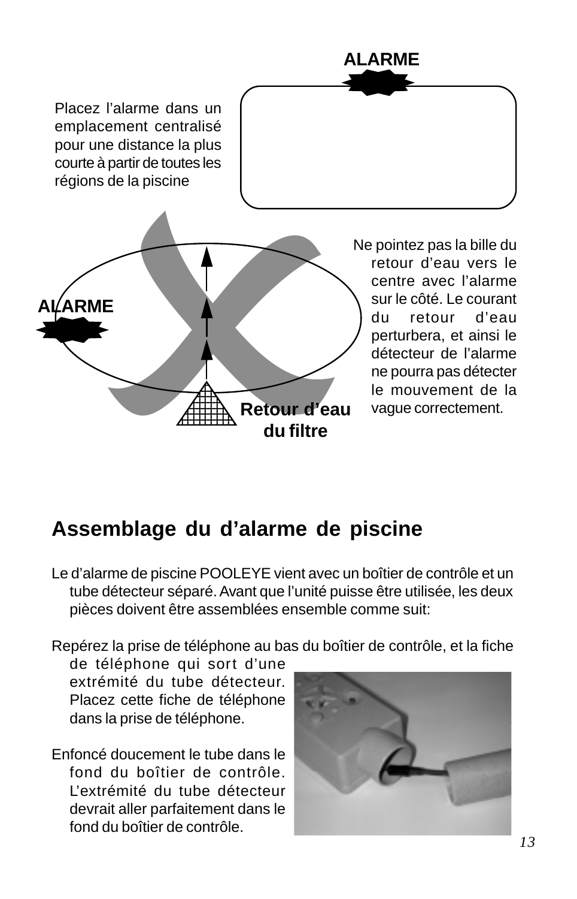ALARME

Placez l'alarme dans un emplacement centralisé pour une distance la plus courte à partir de toutes les régions de la piscine

ALARME

Retour d'eau du filtre

Ne pointez pas la bille du retour d'eau vers le centre avec l'alarme sur le côté. Le courant du retour d'eau perturbera, et ainsi le détecteur de l'alarme ne pourra pas détecter le mouvement de la vague correctement.

## Assemblage du d'alarme de piscine

Le d'alarme de piscine POOLEYE vient avec un boîtier de contrôle et un tube détecteur séparé. Avant que l'unité puisse être utilisée, les deux pièces doivent être assemblées ensemble comme suit:

Repérez la prise de téléphone au bas du boîtier de contrôle, et la fiche de téléphone qui sort d'une extrémité du tube détecteur. Placez cette fiche de téléphone dans la prise de téléphone.

Enfoncé doucement le tube dans le fond du boîtier de contrôle. L'extrémité du tube détecteur devrait aller parfaitement dans le fond du boîtier de contrôle.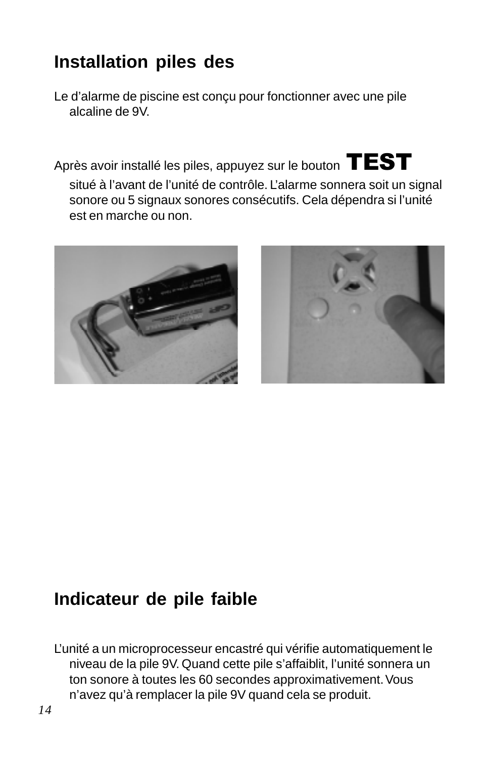## Installation piles des

Le d’alarme de piscine est conçu pour fonctionner avec une pile alcaline de 9V.

Après avoir installé les piles, appuyez sur le bouton **TEST** situé à l’avant de l’unité de contrôle. L’alarme sonnera soit un signal sonore ou 5 signaux sonores consécutifs. Cela dépendra si l’unité est en marche ou non.

## Indicateur de pile faible

L’unité a un microprocesseur encastré qui vérifie automatiquement le niveau de la pile 9V. Quand cette pile s’affaiblit, l’unité sonnera un ton sonore à toutes les 60 secondes approximativement. Vous n’avez qu’à remplacer la pile 9V quand cela se produit.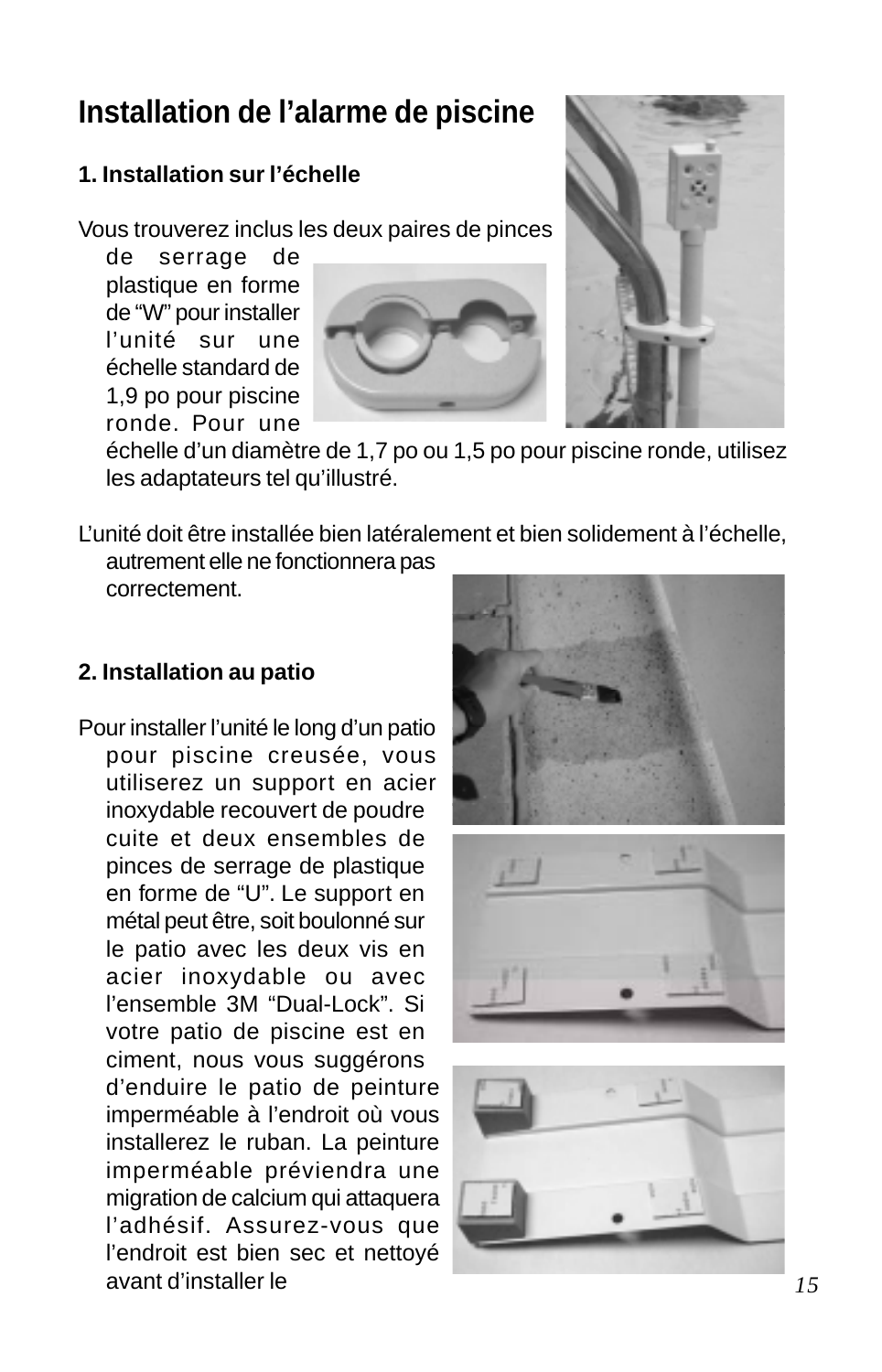# Installation de l'alarme de piscine

### 1. Installation sur l'échelle

Vous trouverez inclus les deux paires de pinces de serrage de plastique en forme de "W" pour installer l'unité sur une échelle standard de 1,9 po pour piscine ronde. Pour une échelle d'un diamètre de 1,7 po ou 1,5 po pour piscine ronde, utilisez les adaptateurs tel qu'illustré.

L'unité doit être installée bien latéralement et bien solidement à l'échelle, autrement elle ne fonctionnera pas correctement.

### 2. Installation au patio

Pour installer l'unité le long d'un patio pour piscine creusée, vous utiliserez un support en acier inoxydable recouvert de poudre cuite et deux ensembles de pinces de serrage de plastique en forme de "U". Le support en métal peut être, soit boulonné sur le patio avec les deux vis en acier inoxydable ou avec l'ensemble 3M "Dual-Lock". Si votre patio de piscine est en ciment, nous vous suggérons d'enduire le patio de peinture imperméable à l'endroit où vous installerez le ruban. La peinture imperméable préviendra une migration de calcium qui attaquera l'adhésif. Assurez-vous que l'endroit est bien sec et nettoyé avant d'installer le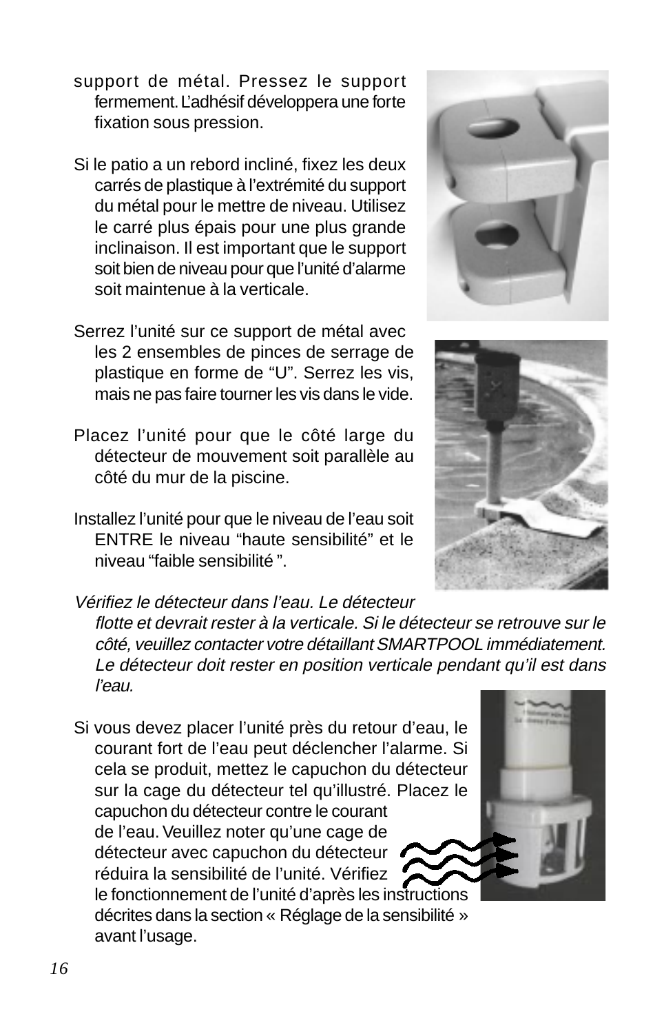support de métal. Pressez le support fermement. L'adhésif développera une forte fixation sous pression.

Si le patio a un rebord incliné, fixez les deux carrés de plastique à l'extrémité du support du métal pour le mettre de niveau. Utilisez le carré plus épais pour une plus grande inclinaison. Il est important que le support soit bien de niveau pour que l'unité d'alarme soit maintenue à la verticale.

Serrez l'unité sur ce support de métal avec les 2 ensembles de pinces de serrage de plastique en forme de "U". Serrez les vis, mais ne pas faire tourner les vis dans le vide.

Placez l'unité pour que le côté large du détecteur de mouvement soit parallèle au côté du mur de la piscine.

Installez l'unité pour que le niveau de l'eau soit ENTRE le niveau "haute sensibilité" et le niveau "faible sensibilité ".

*Vérifiez le détecteur dans l'eau. Le détecteur flotte et devrait rester à la verticale. Si le détecteur se retrouve sur le côté, veuillez contacter votre détaillant SMARTPOOL immédiatement. Le détecteur doit rester en position verticale pendant qu'il est dans l'eau.*

Si vous devez placer l'unité près du retour d'eau, le courant fort de l'eau peut déclencher l'alarme. Si cela se produit, mettez le capuchon du détecteur sur la cage du détecteur tel qu'illustré. Placez le capuchon du détecteur contre le courant de l'eau. Veuillez noter qu'une cage de détecteur avec capuchon du détecteur réduira la sensibilité de l'unité. Vérifiez le fonctionnement de l'unité d'après les instructions décrites dans la section « Réglage de la sensibilité » avant l'usage.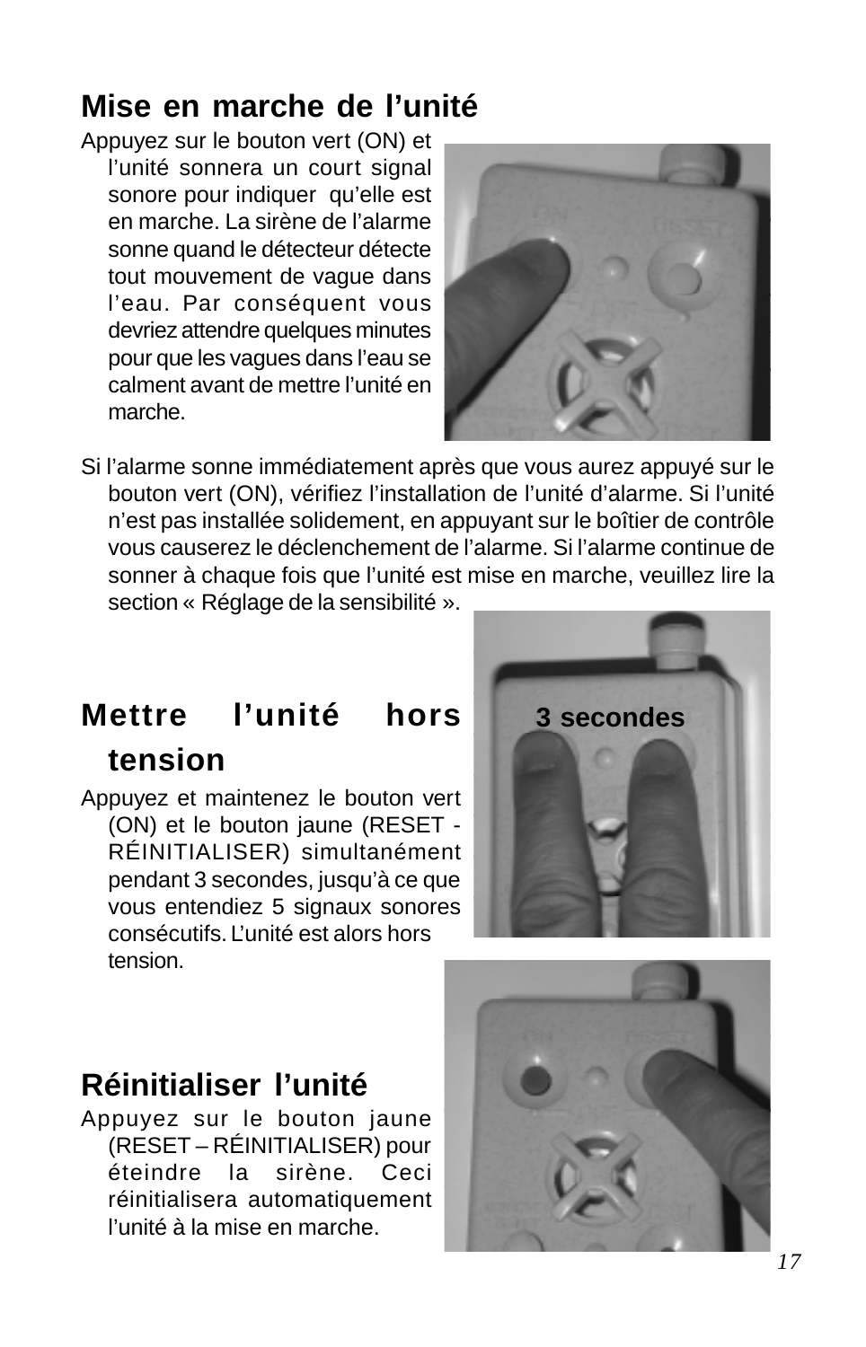## Mise en marche de l'unité

Appuyez sur le bouton vert (ON) et l'unité sonnera un court signal sonore pour indiquer qu'elle est en marche. La sirène de l'alarme sonne quand le détecteur détecte tout mouvement de vague dans l'eau. Par conséquent vous devriez attendre quelques minutes pour que les vagues dans l'eau se calment avant de mettre l'unité en marche.

Si l'alarme sonne immédiatement après que vous aurez appuyé sur le bouton vert (ON), vérifiez l'installation de l'unité d'alarme. Si l'unité n'est pas installée solidement, en appuyant sur le boîtier de contrôle vous causerez le déclenchement de l'alarme. Si l'alarme continue de sonner à chaque fois que l'unité est mise en marche, veuillez lire la section « Réglage de la sensibilité ».

3 secondes

## Mettre l'unité hors tension

Appuyez et maintenez le bouton vert (ON) et le bouton jaune (RESET - RÉINITIALISER) simultanément pendant 3 secondes, jusqu'à ce que vous entendiez 5 signaux sonores consécutifs. L'unité est alors hors tension.

## Réinitialiser l'unité

Appuyez sur le bouton jaune (RESET – RÉINITIALISER) pour éteindre la sirène. Ceci réinitialisera automatiquement l'unité à la mise en marche.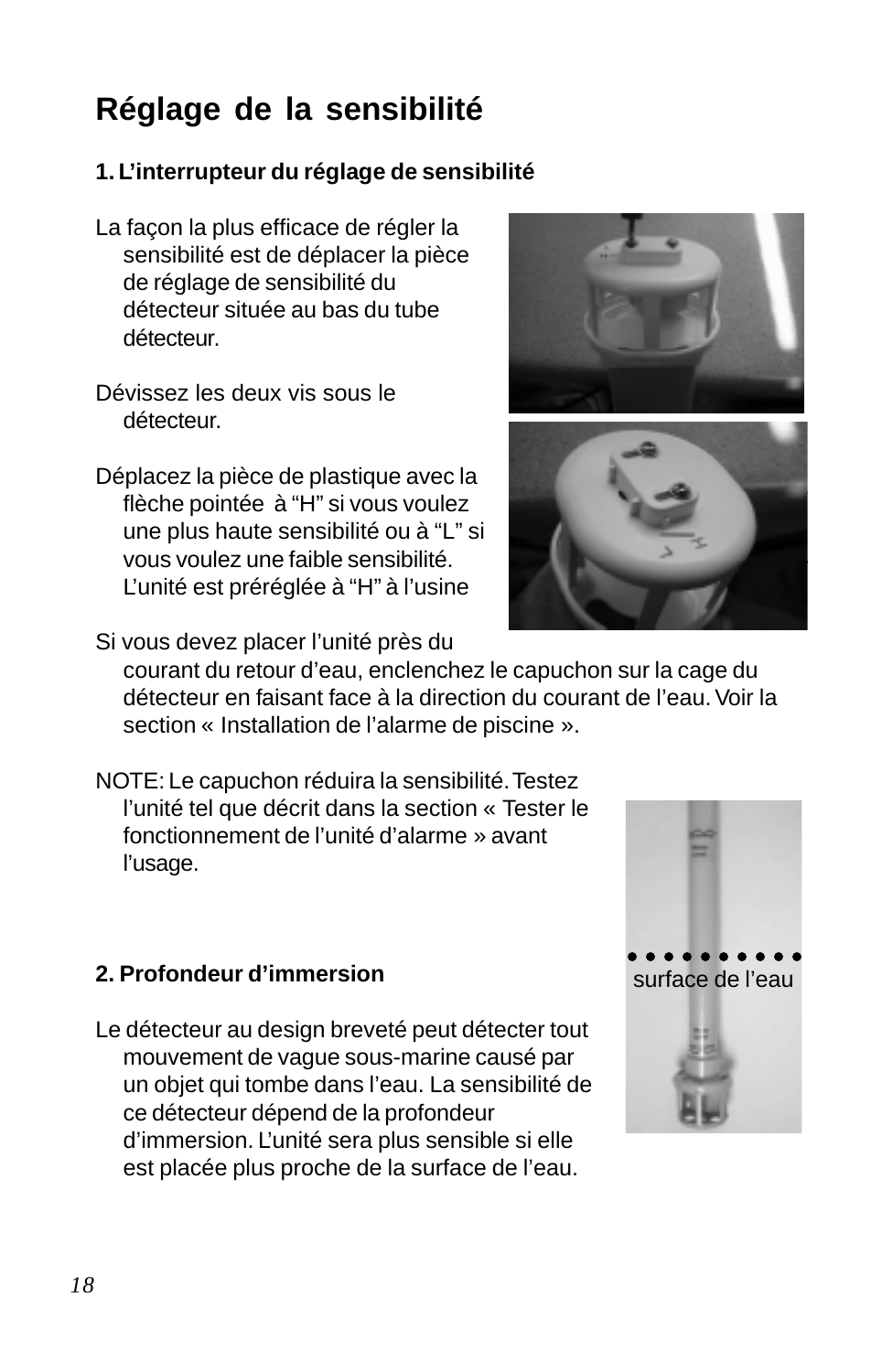## Réglage de la sensibilité

**1. L'interrupteur du réglage de sensibilité**

La façon la plus efficace de régler la sensibilité est de déplacer la pièce de réglage de sensibilité du détecteur située au bas du tube détecteur.

Dévissez les deux vis sous le détecteur.

Déplacez la pièce de plastique avec la flèche pointée à "H" si vous voulez une plus haute sensibilité ou à "L" si vous voulez une faible sensibilité. L'unité est préréglée à "H" à l'usine

Si vous devez placer l'unité près du courant du retour d'eau, enclenchez le capuchon sur la cage du détecteur en faisant face à la direction du courant de l'eau. Voir la section « Installation de l'alarme de piscine ».

NOTE: Le capuchon réduira la sensibilité. Testez l'unité tel que décrit dans la section « Tester le fonctionnement de l'unité d'alarme » avant l'usage.

**2. Profondeur d'immersion**

Le détecteur au design breveté peut détecter tout mouvement de vague sous-marine causé par un objet qui tombe dans l'eau. La sensibilité de ce détecteur dépend de la profondeur d'immersion. L'unité sera plus sensible si elle est placée plus proche de la surface de l'eau.

surface de l'eau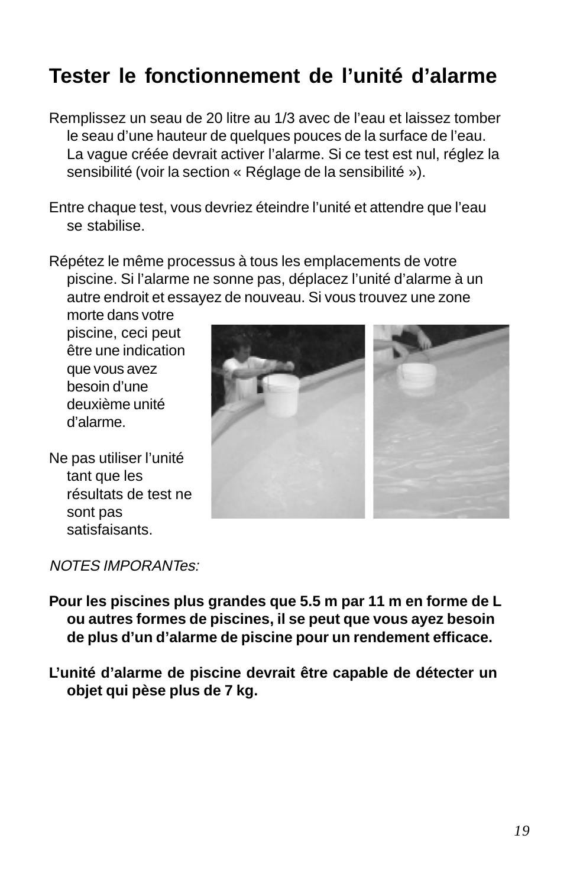# Tester le fonctionnement de l'unité d'alarme

Remplissez un seau de 20 litre au 1/3 avec de l'eau et laissez tomber le seau d'une hauteur de quelques pouces de la surface de l'eau. La vague créée devrait activer l'alarme. Si ce test est nul, réglez la sensibilité (voir la section « Réglage de la sensibilité »).

Entre chaque test, vous devriez éteindre l'unité et attendre que l'eau se stabilise.

Répétez le même processus à tous les emplacements de votre piscine. Si l'alarme ne sonne pas, déplacez l'unité d'alarme à un autre endroit et essayez de nouveau. Si vous trouvez une zone morte dans votre piscine, ceci peut être une indication que vous avez besoin d'une deuxième unité d'alarme.

Ne pas utiliser l'unité tant que les résultats de test ne sont pas satisfaisants.

*NOTES IMPORANTes:*

**Pour les piscines plus grandes que 5.5 m par 11 m en forme de L ou autres formes de piscines, il se peut que vous ayez besoin de plus d'un d'alarme de piscine pour un rendement efficace.**

**L'unité d'alarme de piscine devrait être capable de détecter un objet qui pèse plus de 7 kg.**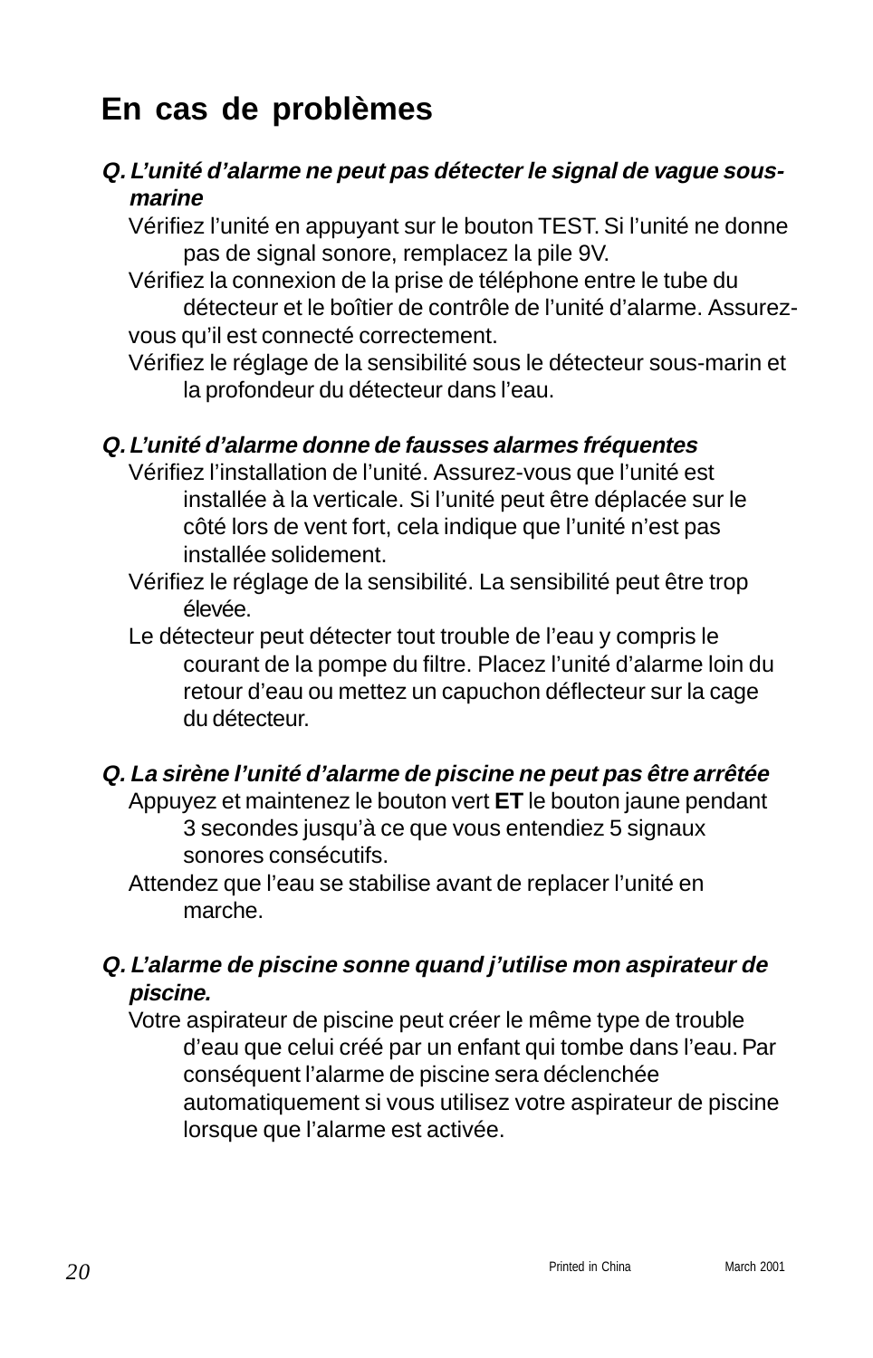# En cas de problèmes

***Q. L'unité d'alarme ne peut pas détecter le signal de vague sous-marine***

Vérifiez l'unité en appuyant sur le bouton TEST. Si l'unité ne donne pas de signal sonore, remplacez la pile 9V.

Vérifiez la connexion de la prise de téléphone entre le tube du détecteur et le boîtier de contrôle de l'unité d'alarme. Assurez-vous qu'il est connecté correctement.

Vérifiez le réglage de la sensibilité sous le détecteur sous-marin et la profondeur du détecteur dans l'eau.

***Q. L'unité d'alarme donne de fausses alarmes fréquentes***

Vérifiez l'installation de l'unité. Assurez-vous que l'unité est installée à la verticale. Si l'unité peut être déplacée sur le côté lors de vent fort, cela indique que l'unité n'est pas installée solidement.

Vérifiez le réglage de la sensibilité. La sensibilité peut être trop élevée.

Le détecteur peut détecter tout trouble de l'eau y compris le courant de la pompe du filtre. Placez l'unité d'alarme loin du retour d'eau ou mettez un capuchon déflecteur sur la cage du détecteur.

***Q. La sirène l'unité d'alarme de piscine ne peut pas être arrêtée***

Appuyez et maintenez le bouton vert **ET** le bouton jaune pendant 3 secondes jusqu'à ce que vous entendiez 5 signaux sonores consécutifs.

Attendez que l'eau se stabilise avant de replacer l'unité en marche.

***Q. L'alarme de piscine sonne quand j'utilise mon aspirateur de piscine.***

Votre aspirateur de piscine peut créer le même type de trouble d'eau que celui créé par un enfant qui tombe dans l'eau. Par conséquent l'alarme de piscine sera déclenchée automatiquement si vous utilisez votre aspirateur de piscine lorsque que l'alarme est activée.

Printed in China March 2001